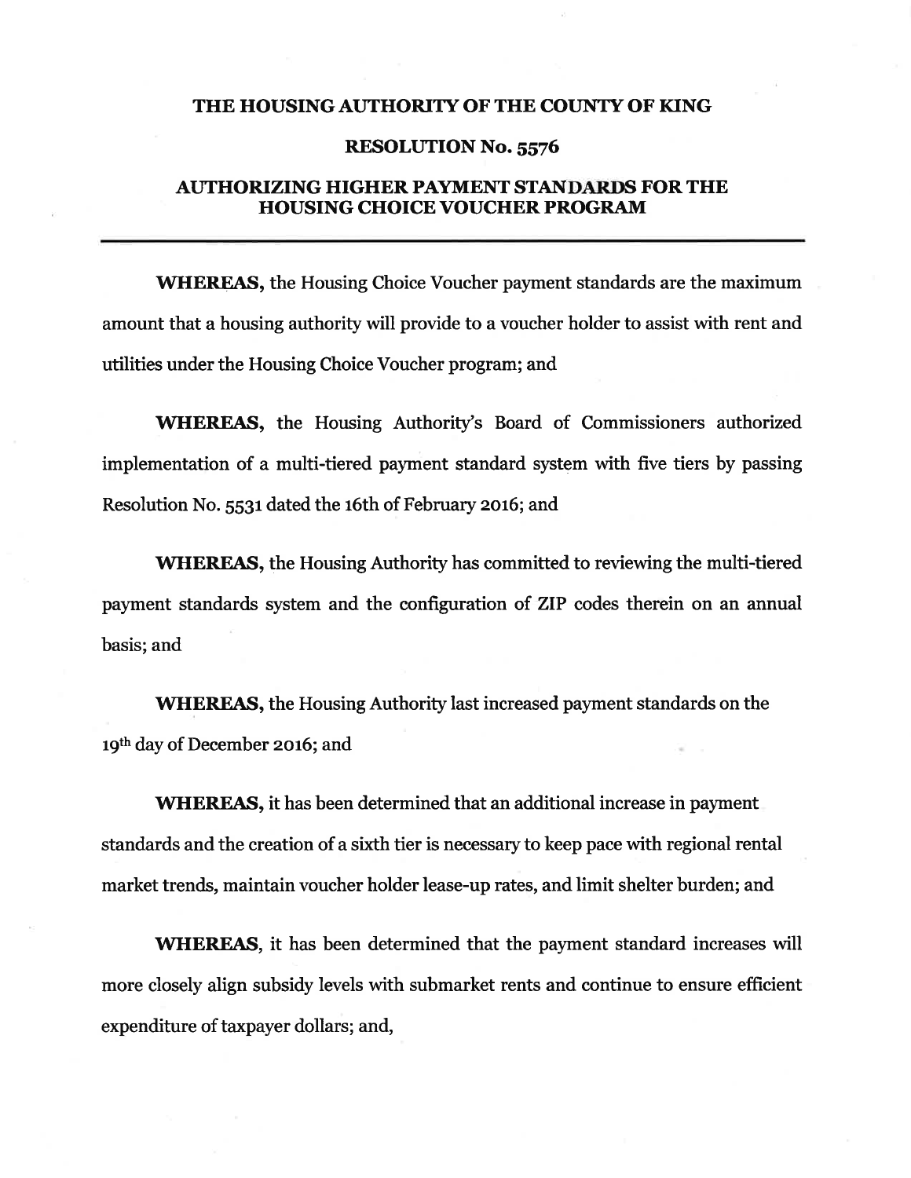# THE HOUSING AUTHORITY OF THE COUNTY OF KING

## RESOLUTION No. 5576

## AUTHORIZING HIGHER PAYMENT STANDARDS FOR THE HOUSING CHOICE VOUCHER PROGRAM

---

**WHEREAS,** the Housing Choice Voucher payment standards are the maximum amount that a housing authority will provide to a voucher holder to assist with rent and utilities under the Housing Choice Voucher program; and

**WHEREAS,** the Housing Authority's Board of Commissioners authorized implementation of a multi-tiered payment standard system with five tiers by passing Resolution No. 5531 dated the 16th of February 2016; and

**WHEREAS,** the Housing Authority has committed to reviewing the multi-tiered payment standards system and the configuration of ZIP codes therein on an annual basis; and

**WHEREAS,** the Housing Authority last increased payment standards on the 19th day of December 2016; and

**WHEREAS,** it has been determined that an additional increase in payment standards and the creation of a sixth tier is necessary to keep pace with regional rental market trends, maintain voucher holder lease-up rates, and limit shelter burden; and

**WHEREAS**, it has been determined that the payment standard increases will more closely align subsidy levels with submarket rents and continue to ensure efficient expenditure of taxpayer dollars; and,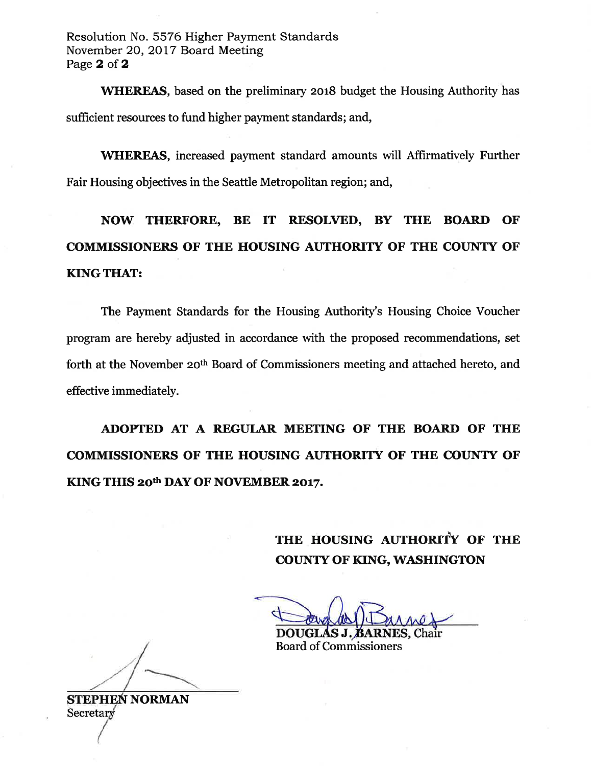**WHEREAS**, based on the preliminary 2018 budget the Housing Authority has sufficient resources to fund higher payment standards; and,

**WHEREAS**, increased payment standard amounts will Affirmatively Further Fair Housing objectives in the Seattle Metropolitan region; and,

**NOW THERFORE, BE IT RESOLVED, BY THE BOARD OF COMMISSIONERS OF THE HOUSING AUTHORITY OF THE COUNTY OF KING THAT:**

The Payment Standards for the Housing Authority's Housing Choice Voucher program are hereby adjusted in accordance with the proposed recommendations, set forth at the November 20th Board of Commissioners meeting and attached hereto, and effective immediately.

**ADOPTED AT A REGULAR MEETING OF THE BOARD OF THE COMMISSIONERS OF THE HOUSING AUTHORITY OF THE COUNTY OF KING THIS 20th DAY OF NOVEMBER 2017.**

**THE HOUSING AUTHORITY OF THE COUNTY OF KING, WASHINGTON**

**DOUGLAS J. BARNES**, Chair
Board of Commissioners

**STEPHEN NORMAN**
Secretary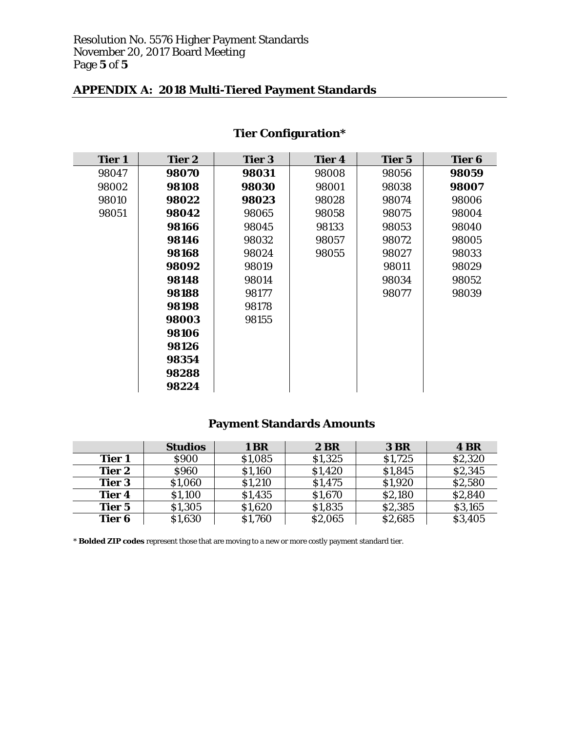## APPENDIX A: 2018 Multi-Tiered Payment Standards

### Tier Configuration*

| Tier 1 | Tier 2 | Tier 3 | Tier 4 | Tier 5 | Tier 6 |
|---|---|---|---|---|---|
| 98047 | **98070** | **98031** | 98008 | 98056 | **98059** |
| 98002 | **98108** | **98030** | 98001 | 98038 | **98007** |
| 98010 | **98022** | **98023** | 98028 | 98074 | 98006 |
| 98051 | **98042** | 98065 | 98058 | 98075 | 98004 |
| | **98166** | 98045 | 98133 | 98053 | 98040 |
| | **98146** | 98032 | 98057 | 98072 | 98005 |
| | **98168** | 98024 | 98055 | 98027 | 98033 |
| | **98092** | 98019 | | 98011 | 98029 |
| | **98148** | 98014 | | 98034 | 98052 |
| | **98188** | 98177 | | 98077 | 98039 |
| | **98198** | 98178 | | | |
| | **98003** | 98155 | | | |
| | **98106** | | | | |
| | **98126** | | | | |
| | **98354** | | | | |
| | **98288** | | | | |
| | **98224** | | | | |

### Payment Standards Amounts

| | Studios | 1 BR | 2 BR | 3 BR | 4 BR |
|---|---|---|---|---|---|
| **Tier 1** | $900 | $1,085 | $1,325 | $1,725 | $2,320 |
| **Tier 2** | $960 | $1,160 | $1,420 | $1,845 | $2,345 |
| **Tier 3** | $1,060 | $1,210 | $1,475 | $1,920 | $2,580 |
| **Tier 4** | $1,100 | $1,435 | $1,670 | $2,180 | $2,840 |
| **Tier 5** | $1,305 | $1,620 | $1,835 | $2,385 | $3,165 |
| **Tier 6** | $1,630 | $1,760 | $2,065 | $2,685 | $3,405 |

* **Bolded ZIP codes** represent those that are moving to a new or more costly payment standard tier.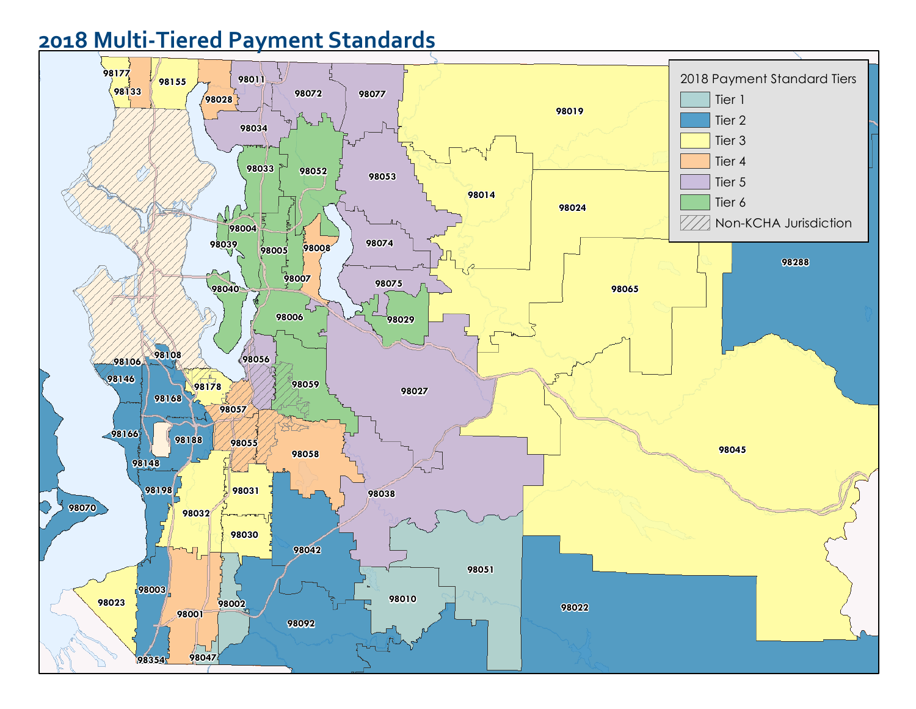# 2018 Multi-Tiered Payment Standards

2018 Payment Standard Tiers

Tier 1

Tier 2

Tier 3

Tier 4

Tier 5

Tier 6

Non-KCHA Jurisdiction

98177
98133
98155
98028
98011
98072
98077
98019
98034
98033
98052
98053
98014
98024
98004
98039
98005
98008
98074
98007
98040
98075
98065
98288
98006
98029
98056
98108
98106
98146
98178
98059
98027
98168
98057
98166
98188
98055
98058
98045
98148
98198
98031
98038
98070
98032
98030
98042
98051
98003
98023
98002
98010
98022
98001
98092
98354
98047